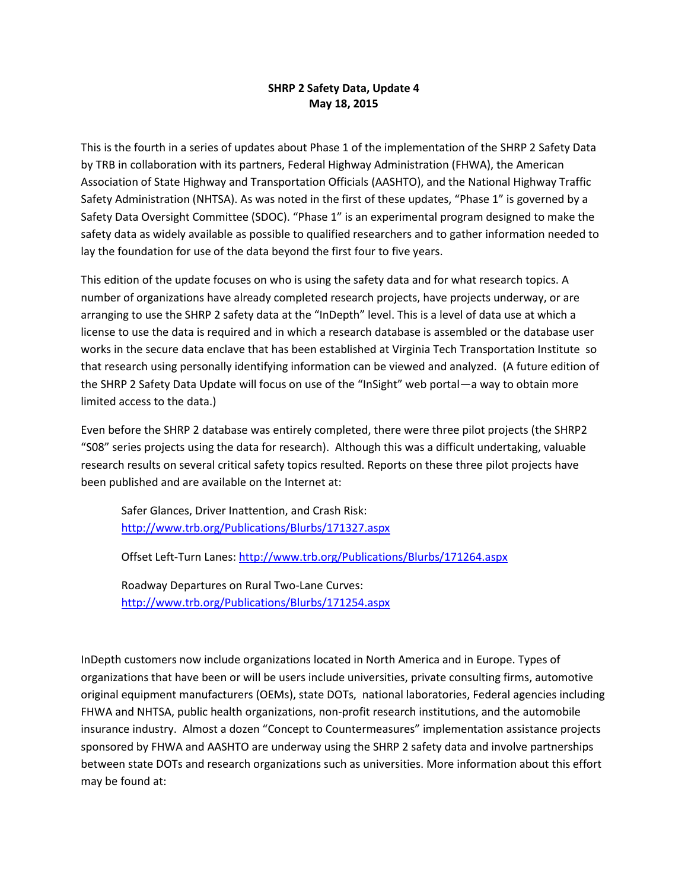**SHRP 2 Safety Data, Update 4**
**May 18, 2015**

This is the fourth in a series of updates about Phase 1 of the implementation of the SHRP 2 Safety Data by TRB in collaboration with its partners, Federal Highway Administration (FHWA), the American Association of State Highway and Transportation Officials (AASHTO), and the National Highway Traffic Safety Administration (NHTSA). As was noted in the first of these updates, "Phase 1" is governed by a Safety Data Oversight Committee (SDOC). "Phase 1" is an experimental program designed to make the safety data as widely available as possible to qualified researchers and to gather information needed to lay the foundation for use of the data beyond the first four to five years.

This edition of the update focuses on who is using the safety data and for what research topics. A number of organizations have already completed research projects, have projects underway, or are arranging to use the SHRP 2 safety data at the "InDepth" level. This is a level of data use at which a license to use the data is required and in which a research database is assembled or the database user works in the secure data enclave that has been established at Virginia Tech Transportation Institute so that research using personally identifying information can be viewed and analyzed. (A future edition of the SHRP 2 Safety Data Update will focus on use of the "InSight" web portal—a way to obtain more limited access to the data.)

Even before the SHRP 2 database was entirely completed, there were three pilot projects (the SHRP2 "S08" series projects using the data for research). Although this was a difficult undertaking, valuable research results on several critical safety topics resulted. Reports on these three pilot projects have been published and are available on the Internet at:

> Safer Glances, Driver Inattention, and Crash Risk: [http://www.trb.org/Publications/Blurbs/171327.aspx](http://www.trb.org/Publications/Blurbs/171327.aspx)
>
> Offset Left-Turn Lanes: [http://www.trb.org/Publications/Blurbs/171264.aspx](http://www.trb.org/Publications/Blurbs/171264.aspx)
>
> Roadway Departures on Rural Two-Lane Curves: [http://www.trb.org/Publications/Blurbs/171254.aspx](http://www.trb.org/Publications/Blurbs/171254.aspx)

InDepth customers now include organizations located in North America and in Europe. Types of organizations that have been or will be users include universities, private consulting firms, automotive original equipment manufacturers (OEMs), state DOTs, national laboratories, Federal agencies including FHWA and NHTSA, public health organizations, non-profit research institutions, and the automobile insurance industry. Almost a dozen "Concept to Countermeasures" implementation assistance projects sponsored by FHWA and AASHTO are underway using the SHRP 2 safety data and involve partnerships between state DOTs and research organizations such as universities. More information about this effort may be found at: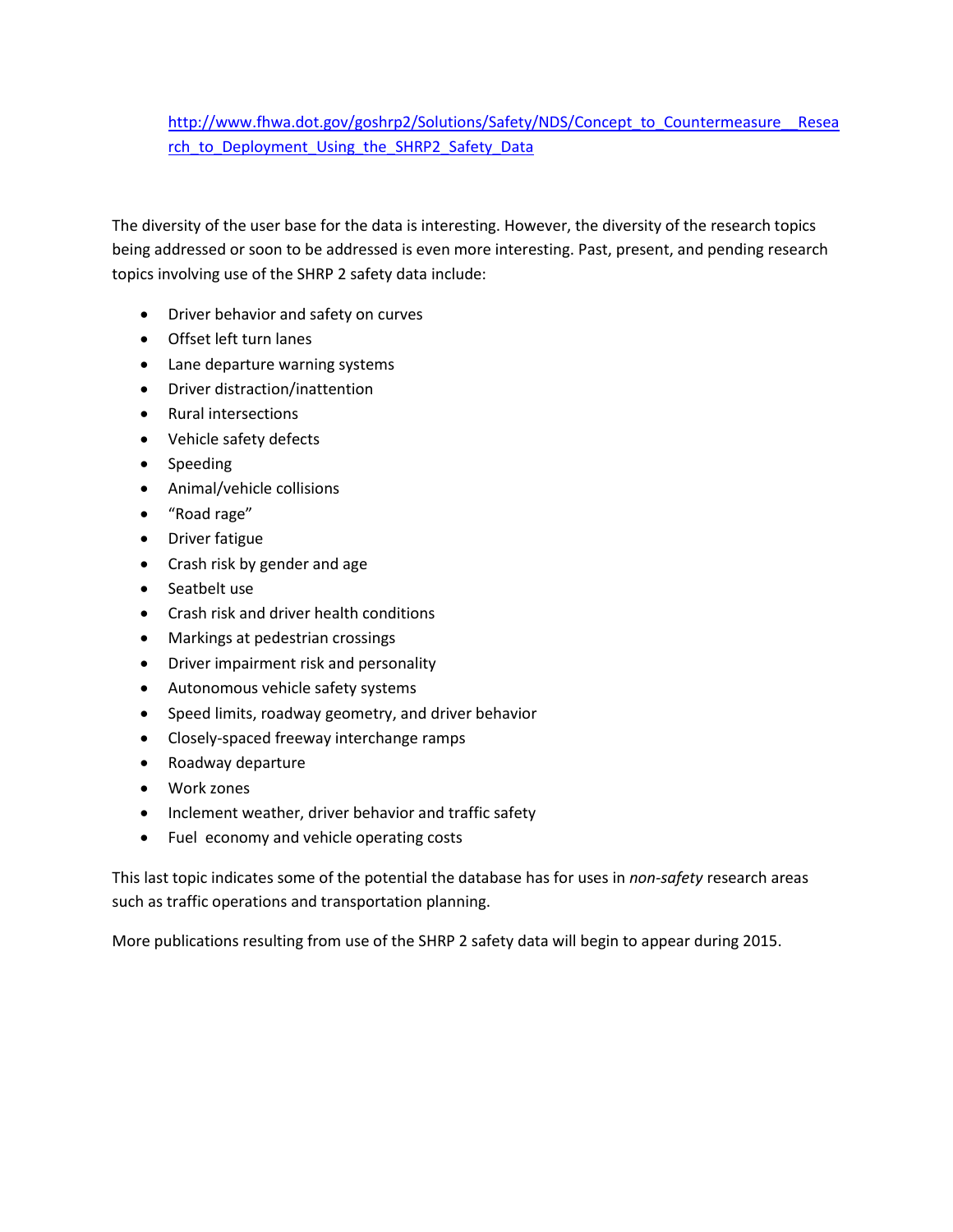http://www.fhwa.dot.gov/goshrp2/Solutions/Safety/NDS/Concept_to_Countermeasure__Research_to_Deployment_Using_the_SHRP2_Safety_Data

The diversity of the user base for the data is interesting. However, the diversity of the research topics being addressed or soon to be addressed is even more interesting. Past, present, and pending research topics involving use of the SHRP 2 safety data include:

- Driver behavior and safety on curves
- Offset left turn lanes
- Lane departure warning systems
- Driver distraction/inattention
- Rural intersections
- Vehicle safety defects
- Speeding
- Animal/vehicle collisions
- "Road rage"
- Driver fatigue
- Crash risk by gender and age
- Seatbelt use
- Crash risk and driver health conditions
- Markings at pedestrian crossings
- Driver impairment risk and personality
- Autonomous vehicle safety systems
- Speed limits, roadway geometry, and driver behavior
- Closely-spaced freeway interchange ramps
- Roadway departure
- Work zones
- Inclement weather, driver behavior and traffic safety
- Fuel economy and vehicle operating costs

This last topic indicates some of the potential the database has for uses in *non-safety* research areas such as traffic operations and transportation planning.

More publications resulting from use of the SHRP 2 safety data will begin to appear during 2015.